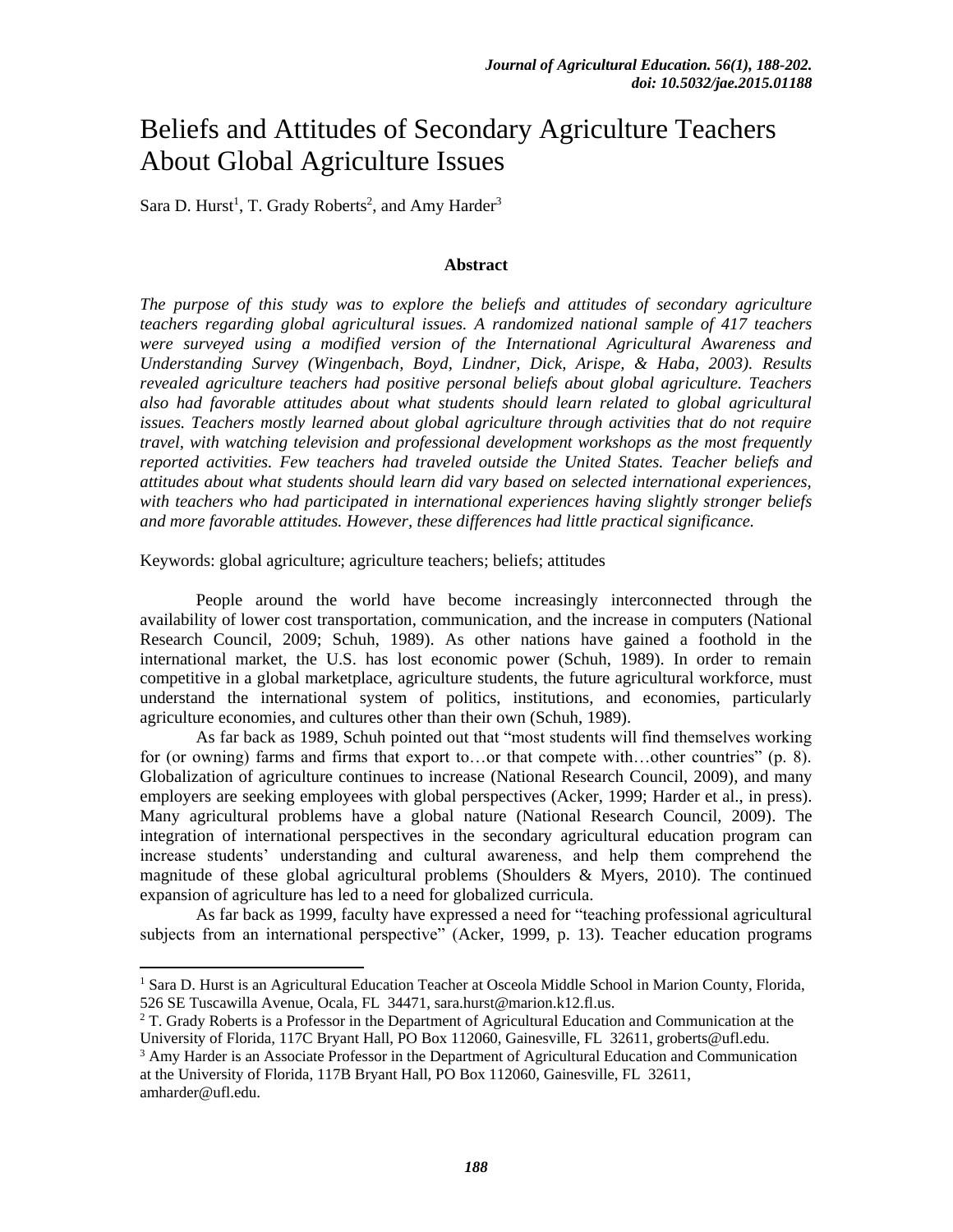# Beliefs and Attitudes of Secondary Agriculture Teachers About Global Agriculture Issues

Sara D. Hurst[1], T. Grady Roberts[2], and Amy Harder[3]

### Abstract

*The purpose of this study was to explore the beliefs and attitudes of secondary agriculture teachers regarding global agricultural issues. A randomized national sample of 417 teachers were surveyed using a modified version of the International Agricultural Awareness and Understanding Survey (Wingenbach, Boyd, Lindner, Dick, Arispe, & Haba, 2003). Results revealed agriculture teachers had positive personal beliefs about global agriculture. Teachers also had favorable attitudes about what students should learn related to global agricultural issues. Teachers mostly learned about global agriculture through activities that do not require travel, with watching television and professional development workshops as the most frequently reported activities. Few teachers had traveled outside the United States. Teacher beliefs and attitudes about what students should learn did vary based on selected international experiences, with teachers who had participated in international experiences having slightly stronger beliefs and more favorable attitudes. However, these differences had little practical significance.*

Keywords: global agriculture; agriculture teachers; beliefs; attitudes

People around the world have become increasingly interconnected through the availability of lower cost transportation, communication, and the increase in computers (National Research Council, 2009; Schuh, 1989). As other nations have gained a foothold in the international market, the U.S. has lost economic power (Schuh, 1989). In order to remain competitive in a global marketplace, agriculture students, the future agricultural workforce, must understand the international system of politics, institutions, and economies, particularly agriculture economies, and cultures other than their own (Schuh, 1989).

As far back as 1989, Schuh pointed out that "most students will find themselves working for (or owning) farms and firms that export to…or that compete with…other countries" (p. 8). Globalization of agriculture continues to increase (National Research Council, 2009), and many employers are seeking employees with global perspectives (Acker, 1999; Harder et al., in press). Many agricultural problems have a global nature (National Research Council, 2009). The integration of international perspectives in the secondary agricultural education program can increase students' understanding and cultural awareness, and help them comprehend the magnitude of these global agricultural problems (Shoulders & Myers, 2010). The continued expansion of agriculture has led to a need for globalized curricula.

As far back as 1999, faculty have expressed a need for "teaching professional agricultural subjects from an international perspective" (Acker, 1999, p. 13). Teacher education programs

---

[1] Sara D. Hurst is an Agricultural Education Teacher at Osceola Middle School in Marion County, Florida, 526 SE Tuscawilla Avenue, Ocala, FL 34471, sara.hurst@marion.k12.fl.us.

[2] T. Grady Roberts is a Professor in the Department of Agricultural Education and Communication at the University of Florida, 117C Bryant Hall, PO Box 112060, Gainesville, FL 32611, groberts@ufl.edu.

[3] Amy Harder is an Associate Professor in the Department of Agricultural Education and Communication at the University of Florida, 117B Bryant Hall, PO Box 112060, Gainesville, FL 32611, amharder@ufl.edu.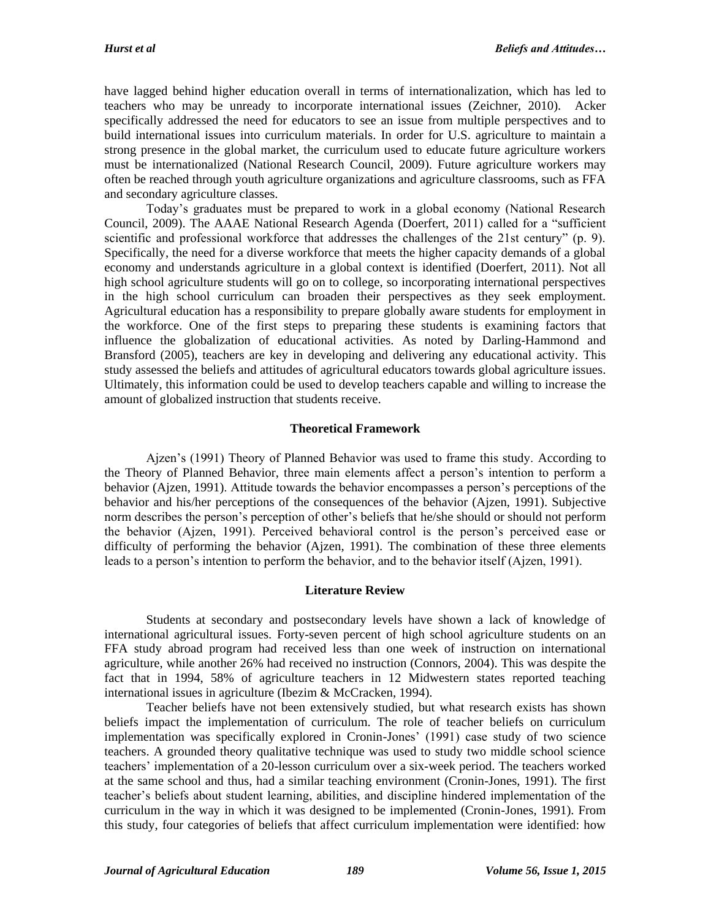have lagged behind higher education overall in terms of internationalization, which has led to teachers who may be unready to incorporate international issues (Zeichner, 2010). Acker specifically addressed the need for educators to see an issue from multiple perspectives and to build international issues into curriculum materials. In order for U.S. agriculture to maintain a strong presence in the global market, the curriculum used to educate future agriculture workers must be internationalized (National Research Council, 2009). Future agriculture workers may often be reached through youth agriculture organizations and agriculture classrooms, such as FFA and secondary agriculture classes.

Today's graduates must be prepared to work in a global economy (National Research Council, 2009). The AAAE National Research Agenda (Doerfert, 2011) called for a "sufficient scientific and professional workforce that addresses the challenges of the 21st century" (p. 9). Specifically, the need for a diverse workforce that meets the higher capacity demands of a global economy and understands agriculture in a global context is identified (Doerfert, 2011). Not all high school agriculture students will go on to college, so incorporating international perspectives in the high school curriculum can broaden their perspectives as they seek employment. Agricultural education has a responsibility to prepare globally aware students for employment in the workforce. One of the first steps to preparing these students is examining factors that influence the globalization of educational activities. As noted by Darling-Hammond and Bransford (2005), teachers are key in developing and delivering any educational activity. This study assessed the beliefs and attitudes of agricultural educators towards global agriculture issues. Ultimately, this information could be used to develop teachers capable and willing to increase the amount of globalized instruction that students receive.

## Theoretical Framework

Ajzen's (1991) Theory of Planned Behavior was used to frame this study. According to the Theory of Planned Behavior, three main elements affect a person's intention to perform a behavior (Ajzen, 1991). Attitude towards the behavior encompasses a person's perceptions of the behavior and his/her perceptions of the consequences of the behavior (Ajzen, 1991). Subjective norm describes the person's perception of other's beliefs that he/she should or should not perform the behavior (Ajzen, 1991). Perceived behavioral control is the person's perceived ease or difficulty of performing the behavior (Ajzen, 1991). The combination of these three elements leads to a person's intention to perform the behavior, and to the behavior itself (Ajzen, 1991).

## Literature Review

Students at secondary and postsecondary levels have shown a lack of knowledge of international agricultural issues. Forty-seven percent of high school agriculture students on an FFA study abroad program had received less than one week of instruction on international agriculture, while another 26% had received no instruction (Connors, 2004). This was despite the fact that in 1994, 58% of agriculture teachers in 12 Midwestern states reported teaching international issues in agriculture (Ibezim & McCracken, 1994).

Teacher beliefs have not been extensively studied, but what research exists has shown beliefs impact the implementation of curriculum. The role of teacher beliefs on curriculum implementation was specifically explored in Cronin-Jones' (1991) case study of two science teachers. A grounded theory qualitative technique was used to study two middle school science teachers' implementation of a 20-lesson curriculum over a six-week period. The teachers worked at the same school and thus, had a similar teaching environment (Cronin-Jones, 1991). The first teacher's beliefs about student learning, abilities, and discipline hindered implementation of the curriculum in the way in which it was designed to be implemented (Cronin-Jones, 1991). From this study, four categories of beliefs that affect curriculum implementation were identified: how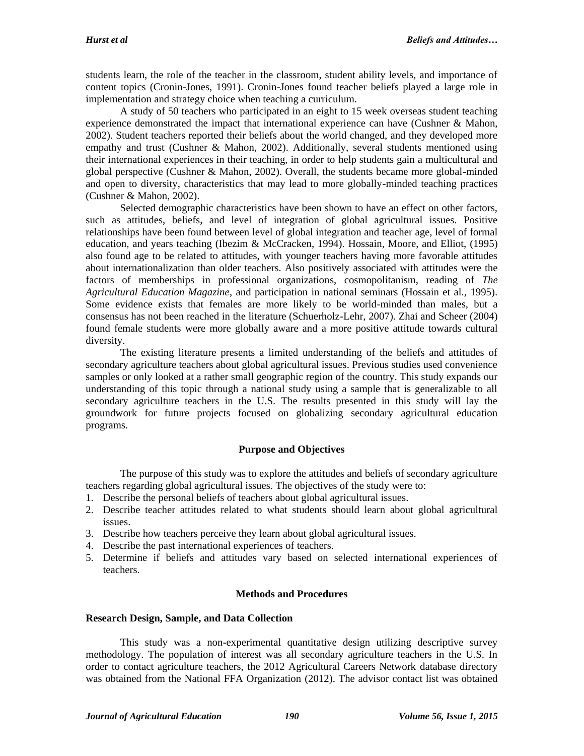students learn, the role of the teacher in the classroom, student ability levels, and importance of content topics (Cronin-Jones, 1991). Cronin-Jones found teacher beliefs played a large role in implementation and strategy choice when teaching a curriculum.

A study of 50 teachers who participated in an eight to 15 week overseas student teaching experience demonstrated the impact that international experience can have (Cushner & Mahon, 2002). Student teachers reported their beliefs about the world changed, and they developed more empathy and trust (Cushner & Mahon, 2002). Additionally, several students mentioned using their international experiences in their teaching, in order to help students gain a multicultural and global perspective (Cushner & Mahon, 2002). Overall, the students became more global-minded and open to diversity, characteristics that may lead to more globally-minded teaching practices (Cushner & Mahon, 2002).

Selected demographic characteristics have been shown to have an effect on other factors, such as attitudes, beliefs, and level of integration of global agricultural issues. Positive relationships have been found between level of global integration and teacher age, level of formal education, and years teaching (Ibezim & McCracken, 1994). Hossain, Moore, and Elliot, (1995) also found age to be related to attitudes, with younger teachers having more favorable attitudes about internationalization than older teachers. Also positively associated with attitudes were the factors of memberships in professional organizations, cosmopolitanism, reading of *The Agricultural Education Magazine*, and participation in national seminars (Hossain et al., 1995). Some evidence exists that females are more likely to be world-minded than males, but a consensus has not been reached in the literature (Schuerholz-Lehr, 2007). Zhai and Scheer (2004) found female students were more globally aware and a more positive attitude towards cultural diversity.

The existing literature presents a limited understanding of the beliefs and attitudes of secondary agriculture teachers about global agricultural issues. Previous studies used convenience samples or only looked at a rather small geographic region of the country. This study expands our understanding of this topic through a national study using a sample that is generalizable to all secondary agriculture teachers in the U.S. The results presented in this study will lay the groundwork for future projects focused on globalizing secondary agricultural education programs.

## Purpose and Objectives

The purpose of this study was to explore the attitudes and beliefs of secondary agriculture teachers regarding global agricultural issues. The objectives of the study were to:

1. Describe the personal beliefs of teachers about global agricultural issues.
2. Describe teacher attitudes related to what students should learn about global agricultural issues.
3. Describe how teachers perceive they learn about global agricultural issues.
4. Describe the past international experiences of teachers.
5. Determine if beliefs and attitudes vary based on selected international experiences of teachers.

## Methods and Procedures

### Research Design, Sample, and Data Collection

This study was a non-experimental quantitative design utilizing descriptive survey methodology. The population of interest was all secondary agriculture teachers in the U.S. In order to contact agriculture teachers, the 2012 Agricultural Careers Network database directory was obtained from the National FFA Organization (2012). The advisor contact list was obtained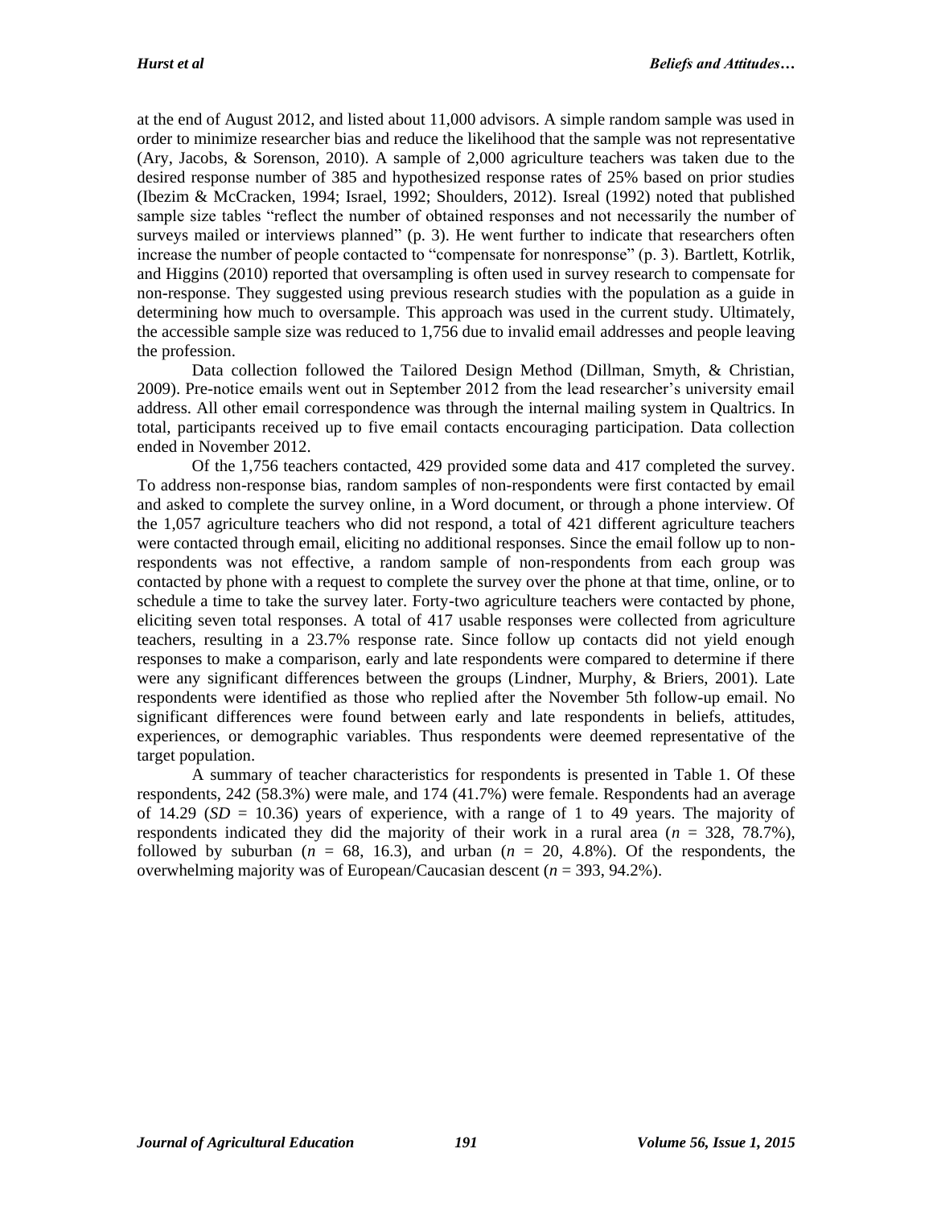at the end of August 2012, and listed about 11,000 advisors. A simple random sample was used in order to minimize researcher bias and reduce the likelihood that the sample was not representative (Ary, Jacobs, & Sorenson, 2010). A sample of 2,000 agriculture teachers was taken due to the desired response number of 385 and hypothesized response rates of 25% based on prior studies (Ibezim & McCracken, 1994; Israel, 1992; Shoulders, 2012). Isreal (1992) noted that published sample size tables "reflect the number of obtained responses and not necessarily the number of surveys mailed or interviews planned" (p. 3). He went further to indicate that researchers often increase the number of people contacted to "compensate for nonresponse" (p. 3). Bartlett, Kotrlik, and Higgins (2010) reported that oversampling is often used in survey research to compensate for non-response. They suggested using previous research studies with the population as a guide in determining how much to oversample. This approach was used in the current study. Ultimately, the accessible sample size was reduced to 1,756 due to invalid email addresses and people leaving the profession.

Data collection followed the Tailored Design Method (Dillman, Smyth, & Christian, 2009). Pre-notice emails went out in September 2012 from the lead researcher's university email address. All other email correspondence was through the internal mailing system in Qualtrics. In total, participants received up to five email contacts encouraging participation. Data collection ended in November 2012.

Of the 1,756 teachers contacted, 429 provided some data and 417 completed the survey. To address non-response bias, random samples of non-respondents were first contacted by email and asked to complete the survey online, in a Word document, or through a phone interview. Of the 1,057 agriculture teachers who did not respond, a total of 421 different agriculture teachers were contacted through email, eliciting no additional responses. Since the email follow up to non-respondents was not effective, a random sample of non-respondents from each group was contacted by phone with a request to complete the survey over the phone at that time, online, or to schedule a time to take the survey later. Forty-two agriculture teachers were contacted by phone, eliciting seven total responses. A total of 417 usable responses were collected from agriculture teachers, resulting in a 23.7% response rate. Since follow up contacts did not yield enough responses to make a comparison, early and late respondents were compared to determine if there were any significant differences between the groups (Lindner, Murphy, & Briers, 2001). Late respondents were identified as those who replied after the November 5th follow-up email. No significant differences were found between early and late respondents in beliefs, attitudes, experiences, or demographic variables. Thus respondents were deemed representative of the target population.

A summary of teacher characteristics for respondents is presented in Table 1. Of these respondents, 242 (58.3%) were male, and 174 (41.7%) were female. Respondents had an average of 14.29 (*SD* = 10.36) years of experience, with a range of 1 to 49 years. The majority of respondents indicated they did the majority of their work in a rural area (*n* = 328, 78.7%), followed by suburban (*n* = 68, 16.3), and urban (*n* = 20, 4.8%). Of the respondents, the overwhelming majority was of European/Caucasian descent (*n* = 393, 94.2%).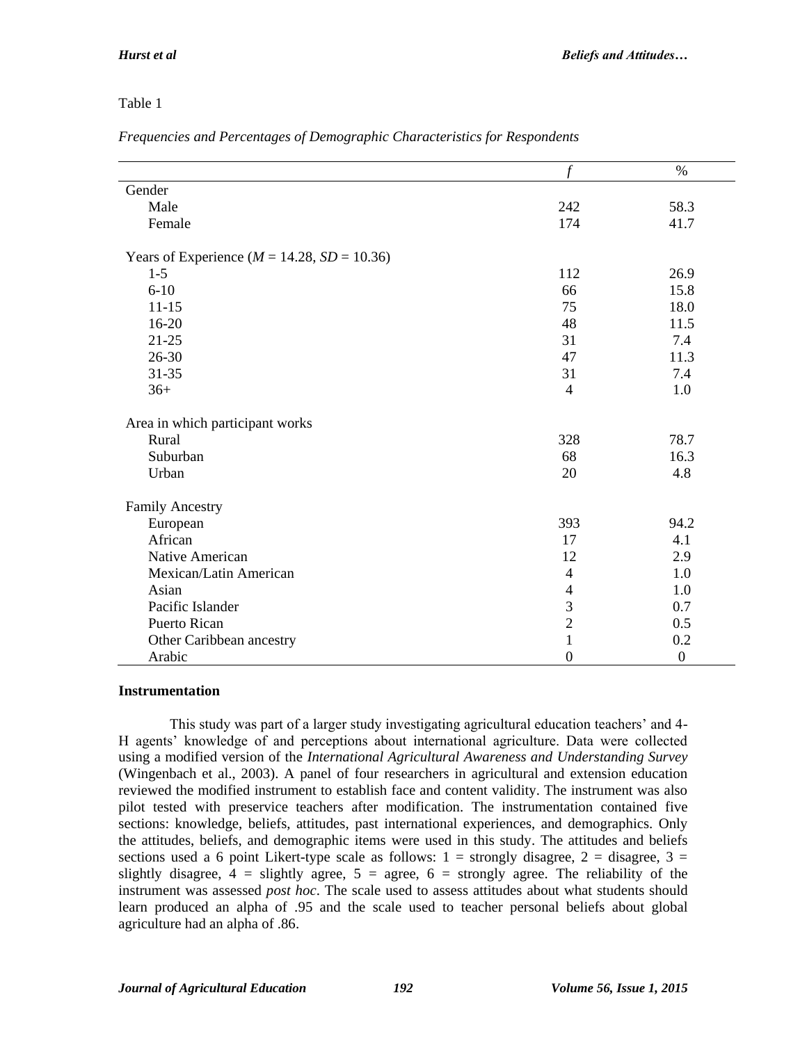Table 1

*Frequencies and Percentages of Demographic Characteristics for Respondents*

| | *f* | % |
|---|---|---|
| Gender | | |
| Male | 242 | 58.3 |
| Female | 174 | 41.7 |
| | | |
| Years of Experience ($M$ = 14.28, $SD$ = 10.36) | | |
| 1-5 | 112 | 26.9 |
| 6-10 | 66 | 15.8 |
| 11-15 | 75 | 18.0 |
| 16-20 | 48 | 11.5 |
| 21-25 | 31 | 7.4 |
| 26-30 | 47 | 11.3 |
| 31-35 | 31 | 7.4 |
| 36+ | 4 | 1.0 |
| | | |
| Area in which participant works | | |
| Rural | 328 | 78.7 |
| Suburban | 68 | 16.3 |
| Urban | 20 | 4.8 |
| | | |
| Family Ancestry | | |
| European | 393 | 94.2 |
| African | 17 | 4.1 |
| Native American | 12 | 2.9 |
| Mexican/Latin American | 4 | 1.0 |
| Asian | 4 | 1.0 |
| Pacific Islander | 3 | 0.7 |
| Puerto Rican | 2 | 0.5 |
| Other Caribbean ancestry | 1 | 0.2 |
| Arabic | 0 | 0 |

### Instrumentation

This study was part of a larger study investigating agricultural education teachers' and 4-H agents' knowledge of and perceptions about international agriculture. Data were collected using a modified version of the *International Agricultural Awareness and Understanding Survey* (Wingenbach et al., 2003). A panel of four researchers in agricultural and extension education reviewed the modified instrument to establish face and content validity. The instrument was also pilot tested with preservice teachers after modification. The instrumentation contained five sections: knowledge, beliefs, attitudes, past international experiences, and demographics. Only the attitudes, beliefs, and demographic items were used in this study. The attitudes and beliefs sections used a 6 point Likert-type scale as follows: 1 = strongly disagree, 2 = disagree, 3 = slightly disagree, 4 = slightly agree, 5 = agree, 6 = strongly agree. The reliability of the instrument was assessed *post hoc*. The scale used to assess attitudes about what students should learn produced an alpha of .95 and the scale used to teacher personal beliefs about global agriculture had an alpha of .86.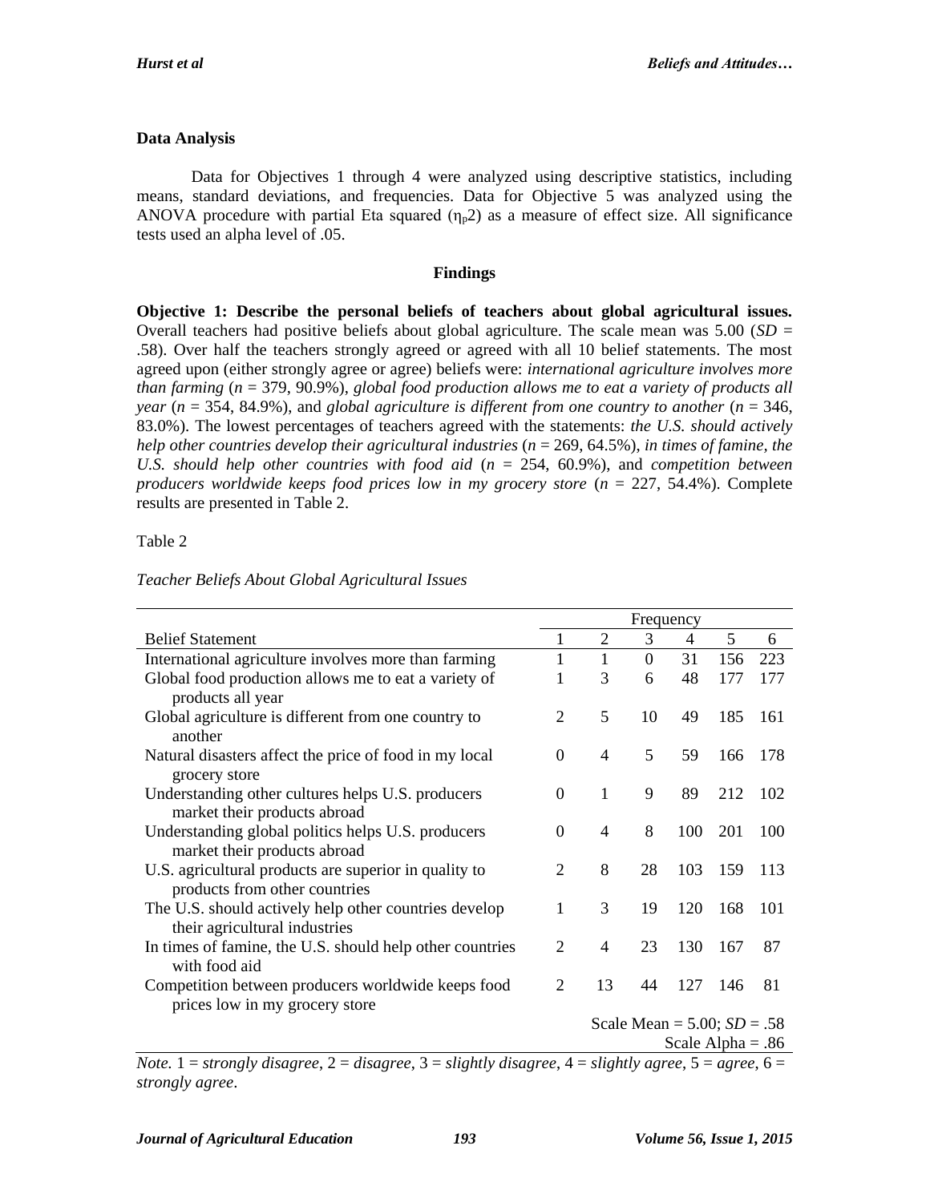## Data Analysis

Data for Objectives 1 through 4 were analyzed using descriptive statistics, including means, standard deviations, and frequencies. Data for Objective 5 was analyzed using the ANOVA procedure with partial Eta squared ($\eta_p2$) as a measure of effect size. All significance tests used an alpha level of .05.

## Findings

**Objective 1: Describe the personal beliefs of teachers about global agricultural issues.** Overall teachers had positive beliefs about global agriculture. The scale mean was 5.00 (*SD* = .58). Over half the teachers strongly agreed or agreed with all 10 belief statements. The most agreed upon (either strongly agree or agree) beliefs were: *international agriculture involves more than farming* (*n* = 379, 90.9%), *global food production allows me to eat a variety of products all year* (*n* = 354, 84.9%), and *global agriculture is different from one country to another* (*n* = 346, 83.0%). The lowest percentages of teachers agreed with the statements: *the U.S. should actively help other countries develop their agricultural industries* (*n* = 269, 64.5%), *in times of famine, the U.S. should help other countries with food aid* (*n* = 254, 60.9%), and *competition between producers worldwide keeps food prices low in my grocery store* (*n* = 227, 54.4%). Complete results are presented in Table 2.

Table 2

*Teacher Beliefs About Global Agricultural Issues*

| | Frequency | | | | | |
|---|---|---|---|---|---|---|
| Belief Statement | 1 | 2 | 3 | 4 | 5 | 6 |
| International agriculture involves more than farming | 1 | 1 | 0 | 31 | 156 | 223 |
| Global food production allows me to eat a variety of products all year | 1 | 3 | 6 | 48 | 177 | 177 |
| Global agriculture is different from one country to another | 2 | 5 | 10 | 49 | 185 | 161 |
| Natural disasters affect the price of food in my local grocery store | 0 | 4 | 5 | 59 | 166 | 178 |
| Understanding other cultures helps U.S. producers market their products abroad | 0 | 1 | 9 | 89 | 212 | 102 |
| Understanding global politics helps U.S. producers market their products abroad | 0 | 4 | 8 | 100 | 201 | 100 |
| U.S. agricultural products are superior in quality to products from other countries | 2 | 8 | 28 | 103 | 159 | 113 |
| The U.S. should actively help other countries develop their agricultural industries | 1 | 3 | 19 | 120 | 168 | 101 |
| In times of famine, the U.S. should help other countries with food aid | 2 | 4 | 23 | 130 | 167 | 87 |
| Competition between producers worldwide keeps food prices low in my grocery store | 2 | 13 | 44 | 127 | 146 | 81 |
| | Scale Mean = 5.00; *SD* = .58 | | | | | |
| | Scale Alpha = .86 | | | | | |

*Note.* 1 = *strongly disagree*, 2 = *disagree*, 3 = *slightly disagree*, 4 = *slightly agree*, 5 = *agree*, 6 = *strongly agree*.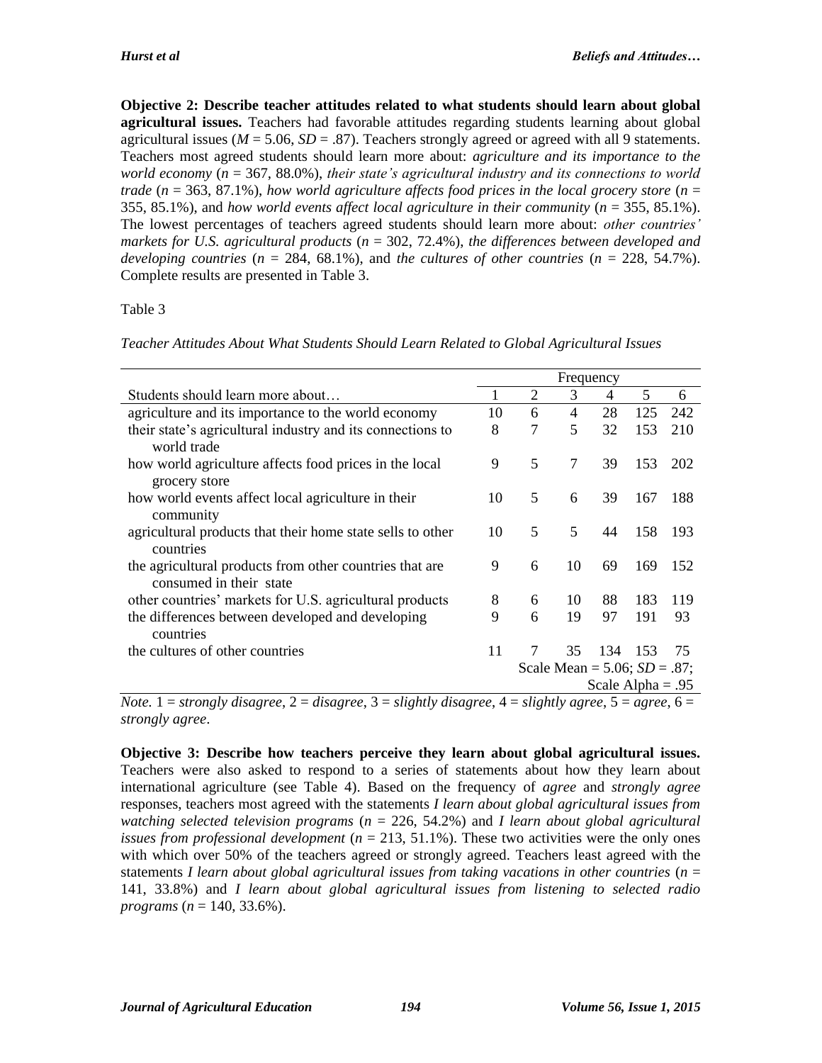**Objective 2: Describe teacher attitudes related to what students should learn about global agricultural issues.** Teachers had favorable attitudes regarding students learning about global agricultural issues ($M$ = 5.06, $SD$ = .87). Teachers strongly agreed or agreed with all 9 statements. Teachers most agreed students should learn more about: *agriculture and its importance to the world economy* ($n$ = 367, 88.0%), *their state's agricultural industry and its connections to world trade* ($n$ = 363, 87.1%), *how world agriculture affects food prices in the local grocery store* ($n$ = 355, 85.1%), and *how world events affect local agriculture in their community* ($n$ = 355, 85.1%). The lowest percentages of teachers agreed students should learn more about: *other countries' markets for U.S. agricultural products* ($n$ = 302, 72.4%), *the differences between developed and developing countries* ($n$ = 284, 68.1%), and *the cultures of other countries* ($n$ = 228, 54.7%). Complete results are presented in Table 3.

Table 3

*Teacher Attitudes About What Students Should Learn Related to Global Agricultural Issues*

| | Frequency | | | | | |
|---|---|---|---|---|---|---|
| Students should learn more about… | 1 | 2 | 3 | 4 | 5 | 6 |
| agriculture and its importance to the world economy | 10 | 6 | 4 | 28 | 125 | 242 |
| their state's agricultural industry and its connections to world trade | 8 | 7 | 5 | 32 | 153 | 210 |
| how world agriculture affects food prices in the local grocery store | 9 | 5 | 7 | 39 | 153 | 202 |
| how world events affect local agriculture in their community | 10 | 5 | 6 | 39 | 167 | 188 |
| agricultural products that their home state sells to other countries | 10 | 5 | 5 | 44 | 158 | 193 |
| the agricultural products from other countries that are consumed in their state | 9 | 6 | 10 | 69 | 169 | 152 |
| other countries' markets for U.S. agricultural products | 8 | 6 | 10 | 88 | 183 | 119 |
| the differences between developed and developing countries | 9 | 6 | 19 | 97 | 191 | 93 |
| the cultures of other countries | 11 | 7 | 35 | 134 | 153 | 75 |
| | Scale Mean = 5.06; $SD$ = .87; Scale Alpha = .95 | | | | | |

*Note.* 1 = *strongly disagree*, 2 = *disagree*, 3 = *slightly disagree*, 4 = *slightly agree*, 5 = *agree*, 6 = *strongly agree*.

**Objective 3: Describe how teachers perceive they learn about global agricultural issues.** Teachers were also asked to respond to a series of statements about how they learn about international agriculture (see Table 4). Based on the frequency of *agree* and *strongly agree* responses, teachers most agreed with the statements *I learn about global agricultural issues from watching selected television programs* ($n$ = 226, 54.2%) and *I learn about global agricultural issues from professional development* ($n$ = 213, 51.1%). These two activities were the only ones with which over 50% of the teachers agreed or strongly agreed. Teachers least agreed with the statements *I learn about global agricultural issues from taking vacations in other countries* ($n$ = 141, 33.8%) and *I learn about global agricultural issues from listening to selected radio programs* ($n$ = 140, 33.6%).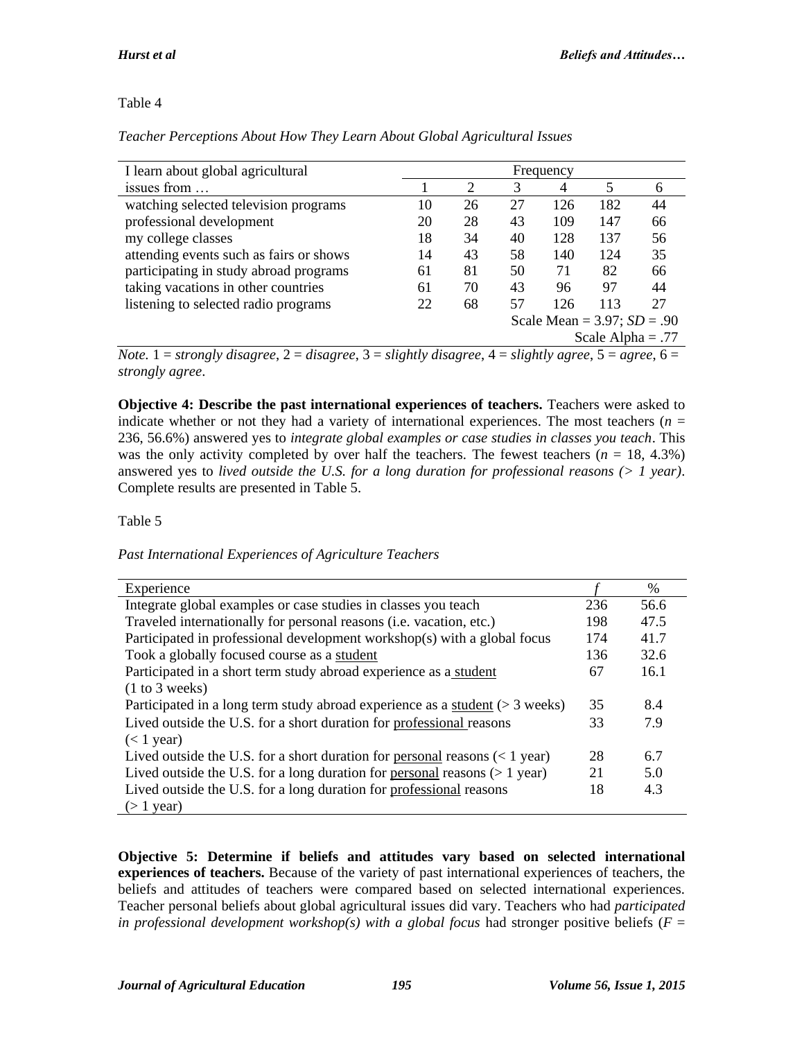Table 4

*Teacher Perceptions About How They Learn About Global Agricultural Issues*

| I learn about global agricultural issues from … | Frequency | | | | | |
|---|---|---|---|---|---|---|
| | 1 | 2 | 3 | 4 | 5 | 6 |
| watching selected television programs | 10 | 26 | 27 | 126 | 182 | 44 |
| professional development | 20 | 28 | 43 | 109 | 147 | 66 |
| my college classes | 18 | 34 | 40 | 128 | 137 | 56 |
| attending events such as fairs or shows | 14 | 43 | 58 | 140 | 124 | 35 |
| participating in study abroad programs | 61 | 81 | 50 | 71 | 82 | 66 |
| taking vacations in other countries | 61 | 70 | 43 | 96 | 97 | 44 |
| listening to selected radio programs | 22 | 68 | 57 | 126 | 113 | 27 |
| | | | Scale Mean = 3.97; *SD* = .90 | | | |
| | | | | | Scale Alpha = .77 | |

*Note.* 1 = *strongly disagree*, 2 = *disagree*, 3 = *slightly disagree*, 4 = *slightly agree*, 5 = *agree*, 6 = *strongly agree*.

**Objective 4: Describe the past international experiences of teachers.** Teachers were asked to indicate whether or not they had a variety of international experiences. The most teachers ($n$ = 236, 56.6%) answered yes to *integrate global examples or case studies in classes you teach*. This was the only activity completed by over half the teachers. The fewest teachers ($n$ = 18, 4.3%) answered yes to *lived outside the U.S. for a long duration for professional reasons (> 1 year)*. Complete results are presented in Table 5.

Table 5

*Past International Experiences of Agriculture Teachers*

| Experience | *f* | % |
|---|---|---|
| Integrate global examples or case studies in classes you teach | 236 | 56.6 |
| Traveled internationally for personal reasons (i.e. vacation, etc.) | 198 | 47.5 |
| Participated in professional development workshop(s) with a global focus | 174 | 41.7 |
| Took a globally focused course as a student | 136 | 32.6 |
| Participated in a short term study abroad experience as a student (1 to 3 weeks) | 67 | 16.1 |
| Participated in a long term study abroad experience as a student (> 3 weeks) | 35 | 8.4 |
| Lived outside the U.S. for a short duration for professional reasons (< 1 year) | 33 | 7.9 |
| Lived outside the U.S. for a short duration for personal reasons (< 1 year) | 28 | 6.7 |
| Lived outside the U.S. for a long duration for personal reasons (> 1 year) | 21 | 5.0 |
| Lived outside the U.S. for a long duration for professional reasons (> 1 year) | 18 | 4.3 |

**Objective 5: Determine if beliefs and attitudes vary based on selected international experiences of teachers.** Because of the variety of past international experiences of teachers, the beliefs and attitudes of teachers were compared based on selected international experiences. Teacher personal beliefs about global agricultural issues did vary. Teachers who had *participated in professional development workshop(s) with a global focus* had stronger positive beliefs ($F$ =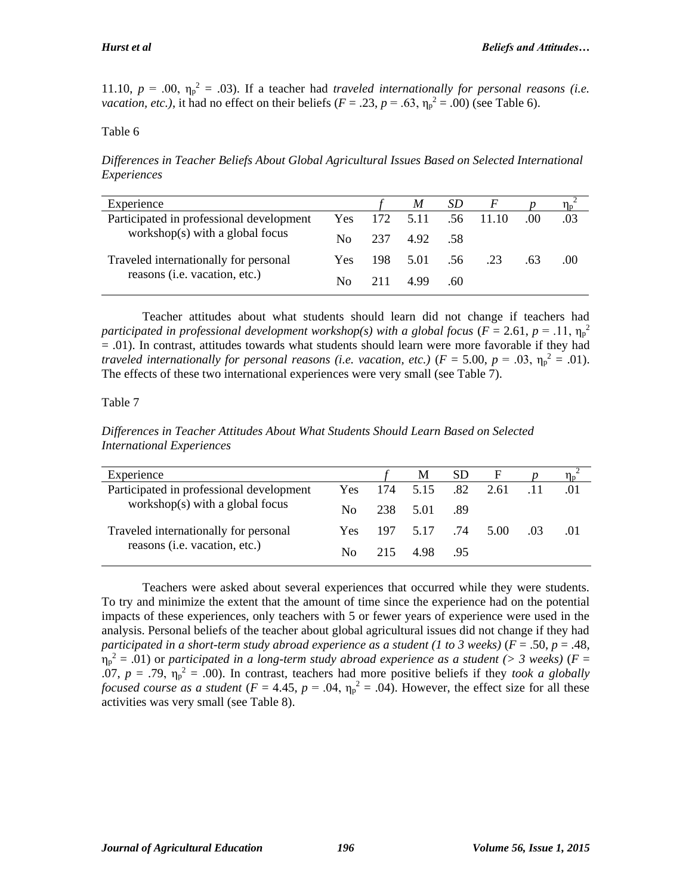11.10, $p$ = .00, $\eta_p^2$ = .03). If a teacher had *traveled internationally for personal reasons (i.e. vacation, etc.)*, it had no effect on their beliefs ($F$ = .23, $p$ = .63, $\eta_p^2$ = .00) (see Table 6).

Table 6

*Differences in Teacher Beliefs About Global Agricultural Issues Based on Selected International Experiences*

| Experience | | *f* | *M* | *SD* | *F* | *p* | $\eta_p^2$ |
|---|---|---|---|---|---|---|---|
| Participated in professional development workshop(s) with a global focus | Yes | 172 | 5.11 | .56 | 11.10 | .00 | .03 |
| | No | 237 | 4.92 | .58 | | | |
| Traveled internationally for personal reasons (i.e. vacation, etc.) | Yes | 198 | 5.01 | .56 | .23 | .63 | .00 |
| | No | 211 | 4.99 | .60 | | | |

Teacher attitudes about what students should learn did not change if teachers had *participated in professional development workshop(s) with a global focus* ($F$ = 2.61, $p$ = .11, $\eta_p^2$ = .01). In contrast, attitudes towards what students should learn were more favorable if they had *traveled internationally for personal reasons (i.e. vacation, etc.)* ($F$ = 5.00, $p$ = .03, $\eta_p^2$ = .01). The effects of these two international experiences were very small (see Table 7).

Table 7

*Differences in Teacher Attitudes About What Students Should Learn Based on Selected International Experiences*

| Experience | | *f* | M | SD | F | *p* | $\eta_p^2$ |
|---|---|---|---|---|---|---|---|
| Participated in professional development workshop(s) with a global focus | Yes | 174 | 5.15 | .82 | 2.61 | .11 | .01 |
| | No | 238 | 5.01 | .89 | | | |
| Traveled internationally for personal reasons (i.e. vacation, etc.) | Yes | 197 | 5.17 | .74 | 5.00 | .03 | .01 |
| | No | 215 | 4.98 | .95 | | | |

Teachers were asked about several experiences that occurred while they were students. To try and minimize the extent that the amount of time since the experience had on the potential impacts of these experiences, only teachers with 5 or fewer years of experience were used in the analysis. Personal beliefs of the teacher about global agricultural issues did not change if they had *participated in a short-term study abroad experience as a student (1 to 3 weeks)* ($F$ = .50, $p$ = .48, $\eta_p^2$ = .01) or *participated in a long-term study abroad experience as a student (> 3 weeks)* ($F$ = .07, $p$ = .79, $\eta_p^2$ = .00). In contrast, teachers had more positive beliefs if they *took a globally focused course as a student* ($F$ = 4.45, $p$ = .04, $\eta_p^2$ = .04). However, the effect size for all these activities was very small (see Table 8).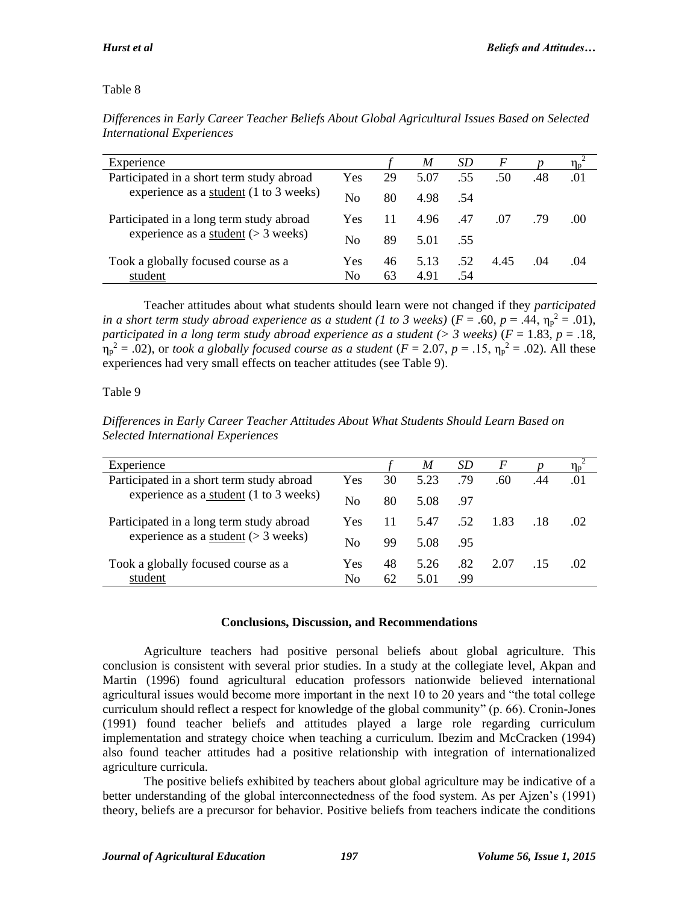Table 8

*Differences in Early Career Teacher Beliefs About Global Agricultural Issues Based on Selected International Experiences*

| Experience | | *f* | *M* | *SD* | *F* | *p* | $\eta_p^2$ |
|---|---|---|---|---|---|---|---|
| Participated in a short term study abroad experience as a student (1 to 3 weeks) | Yes | 29 | 5.07 | .55 | .50 | .48 | .01 |
| | No | 80 | 4.98 | .54 | | | |
| Participated in a long term study abroad experience as a student (> 3 weeks) | Yes | 11 | 4.96 | .47 | .07 | .79 | .00 |
| | No | 89 | 5.01 | .55 | | | |
| Took a globally focused course as a student | Yes | 46 | 5.13 | .52 | 4.45 | .04 | .04 |
| | No | 63 | 4.91 | .54 | | | |

Teacher attitudes about what students should learn were not changed if they *participated in a short term study abroad experience as a student (1 to 3 weeks)* ($F$ = .60, $p$ = .44, $\eta_p^2$ = .01), *participated in a long term study abroad experience as a student (> 3 weeks)* ($F$ = 1.83, $p$ = .18, $\eta_p^2$ = .02), or *took a globally focused course as a student* ($F$ = 2.07, $p$ = .15, $\eta_p^2$ = .02). All these experiences had very small effects on teacher attitudes (see Table 9).

Table 9

*Differences in Early Career Teacher Attitudes About What Students Should Learn Based on Selected International Experiences*

| Experience | | *f* | *M* | *SD* | *F* | *p* | $\eta_p^2$ |
|---|---|---|---|---|---|---|---|
| Participated in a short term study abroad experience as a student (1 to 3 weeks) | Yes | 30 | 5.23 | .79 | .60 | .44 | .01 |
| | No | 80 | 5.08 | .97 | | | |
| Participated in a long term study abroad experience as a student (> 3 weeks) | Yes | 11 | 5.47 | .52 | 1.83 | .18 | .02 |
| | No | 99 | 5.08 | .95 | | | |
| Took a globally focused course as a student | Yes | 48 | 5.26 | .82 | 2.07 | .15 | .02 |
| | No | 62 | 5.01 | .99 | | | |

## Conclusions, Discussion, and Recommendations

Agriculture teachers had positive personal beliefs about global agriculture. This conclusion is consistent with several prior studies. In a study at the collegiate level, Akpan and Martin (1996) found agricultural education professors nationwide believed international agricultural issues would become more important in the next 10 to 20 years and "the total college curriculum should reflect a respect for knowledge of the global community" (p. 66). Cronin-Jones (1991) found teacher beliefs and attitudes played a large role regarding curriculum implementation and strategy choice when teaching a curriculum. Ibezim and McCracken (1994) also found teacher attitudes had a positive relationship with integration of internationalized agriculture curricula.

The positive beliefs exhibited by teachers about global agriculture may be indicative of a better understanding of the global interconnectedness of the food system. As per Ajzen's (1991) theory, beliefs are a precursor for behavior. Positive beliefs from teachers indicate the conditions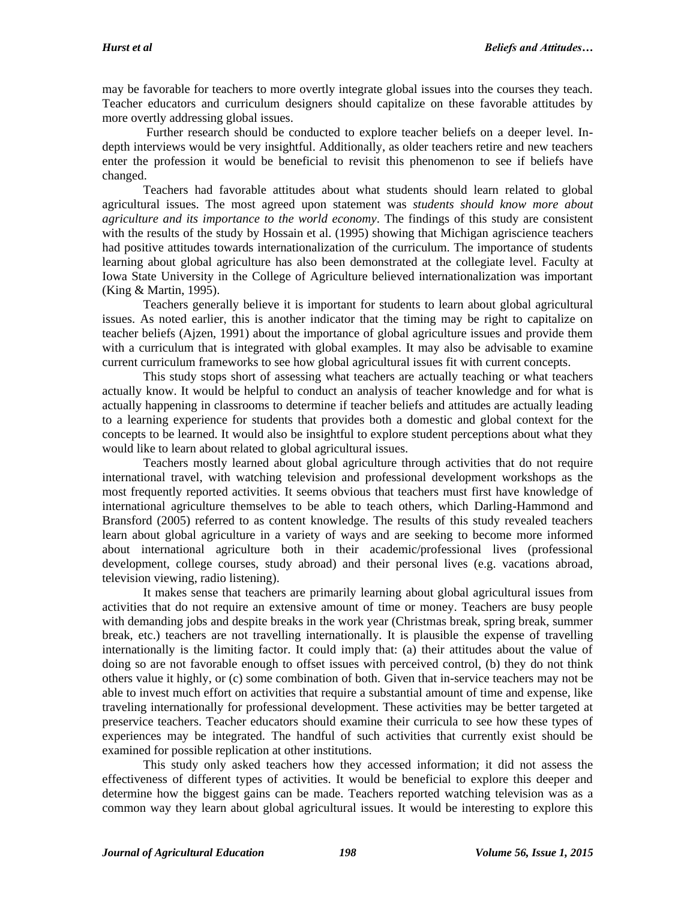may be favorable for teachers to more overtly integrate global issues into the courses they teach. Teacher educators and curriculum designers should capitalize on these favorable attitudes by more overtly addressing global issues.

Further research should be conducted to explore teacher beliefs on a deeper level. In-depth interviews would be very insightful. Additionally, as older teachers retire and new teachers enter the profession it would be beneficial to revisit this phenomenon to see if beliefs have changed.

Teachers had favorable attitudes about what students should learn related to global agricultural issues. The most agreed upon statement was *students should know more about agriculture and its importance to the world economy*. The findings of this study are consistent with the results of the study by Hossain et al. (1995) showing that Michigan agriscience teachers had positive attitudes towards internationalization of the curriculum. The importance of students learning about global agriculture has also been demonstrated at the collegiate level. Faculty at Iowa State University in the College of Agriculture believed internationalization was important (King & Martin, 1995).

Teachers generally believe it is important for students to learn about global agricultural issues. As noted earlier, this is another indicator that the timing may be right to capitalize on teacher beliefs (Ajzen, 1991) about the importance of global agriculture issues and provide them with a curriculum that is integrated with global examples. It may also be advisable to examine current curriculum frameworks to see how global agricultural issues fit with current concepts.

This study stops short of assessing what teachers are actually teaching or what teachers actually know. It would be helpful to conduct an analysis of teacher knowledge and for what is actually happening in classrooms to determine if teacher beliefs and attitudes are actually leading to a learning experience for students that provides both a domestic and global context for the concepts to be learned. It would also be insightful to explore student perceptions about what they would like to learn about related to global agricultural issues.

Teachers mostly learned about global agriculture through activities that do not require international travel, with watching television and professional development workshops as the most frequently reported activities. It seems obvious that teachers must first have knowledge of international agriculture themselves to be able to teach others, which Darling-Hammond and Bransford (2005) referred to as content knowledge. The results of this study revealed teachers learn about global agriculture in a variety of ways and are seeking to become more informed about international agriculture both in their academic/professional lives (professional development, college courses, study abroad) and their personal lives (e.g. vacations abroad, television viewing, radio listening).

It makes sense that teachers are primarily learning about global agricultural issues from activities that do not require an extensive amount of time or money. Teachers are busy people with demanding jobs and despite breaks in the work year (Christmas break, spring break, summer break, etc.) teachers are not travelling internationally. It is plausible the expense of travelling internationally is the limiting factor. It could imply that: (a) their attitudes about the value of doing so are not favorable enough to offset issues with perceived control, (b) they do not think others value it highly, or (c) some combination of both. Given that in-service teachers may not be able to invest much effort on activities that require a substantial amount of time and expense, like traveling internationally for professional development. These activities may be better targeted at preservice teachers. Teacher educators should examine their curricula to see how these types of experiences may be integrated. The handful of such activities that currently exist should be examined for possible replication at other institutions.

This study only asked teachers how they accessed information; it did not assess the effectiveness of different types of activities. It would be beneficial to explore this deeper and determine how the biggest gains can be made. Teachers reported watching television was as a common way they learn about global agricultural issues. It would be interesting to explore this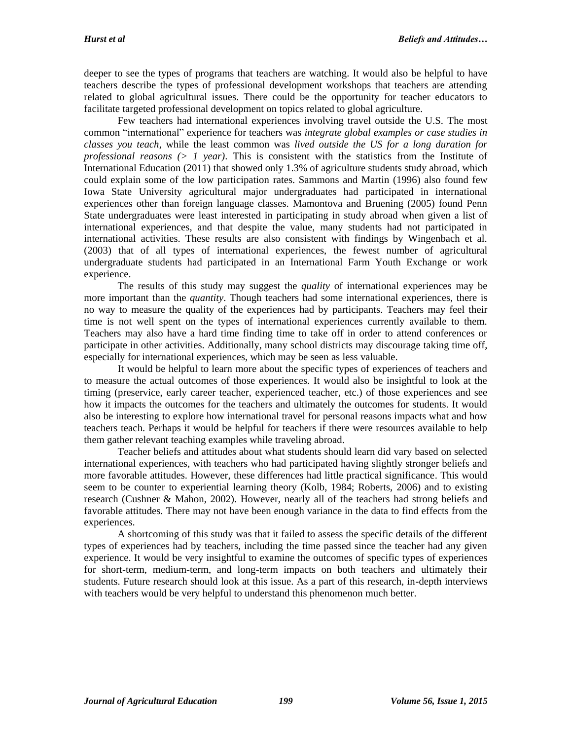deeper to see the types of programs that teachers are watching. It would also be helpful to have teachers describe the types of professional development workshops that teachers are attending related to global agricultural issues. There could be the opportunity for teacher educators to facilitate targeted professional development on topics related to global agriculture.

Few teachers had international experiences involving travel outside the U.S. The most common "international" experience for teachers was *integrate global examples or case studies in classes you teach*, while the least common was *lived outside the US for a long duration for professional reasons (> 1 year)*. This is consistent with the statistics from the Institute of International Education (2011) that showed only 1.3% of agriculture students study abroad, which could explain some of the low participation rates. Sammons and Martin (1996) also found few Iowa State University agricultural major undergraduates had participated in international experiences other than foreign language classes. Mamontova and Bruening (2005) found Penn State undergraduates were least interested in participating in study abroad when given a list of international experiences, and that despite the value, many students had not participated in international activities. These results are also consistent with findings by Wingenbach et al. (2003) that of all types of international experiences, the fewest number of agricultural undergraduate students had participated in an International Farm Youth Exchange or work experience.

The results of this study may suggest the *quality* of international experiences may be more important than the *quantity*. Though teachers had some international experiences, there is no way to measure the quality of the experiences had by participants. Teachers may feel their time is not well spent on the types of international experiences currently available to them. Teachers may also have a hard time finding time to take off in order to attend conferences or participate in other activities. Additionally, many school districts may discourage taking time off, especially for international experiences, which may be seen as less valuable.

It would be helpful to learn more about the specific types of experiences of teachers and to measure the actual outcomes of those experiences. It would also be insightful to look at the timing (preservice, early career teacher, experienced teacher, etc.) of those experiences and see how it impacts the outcomes for the teachers and ultimately the outcomes for students. It would also be interesting to explore how international travel for personal reasons impacts what and how teachers teach. Perhaps it would be helpful for teachers if there were resources available to help them gather relevant teaching examples while traveling abroad.

Teacher beliefs and attitudes about what students should learn did vary based on selected international experiences, with teachers who had participated having slightly stronger beliefs and more favorable attitudes. However, these differences had little practical significance. This would seem to be counter to experiential learning theory (Kolb, 1984; Roberts, 2006) and to existing research (Cushner & Mahon, 2002). However, nearly all of the teachers had strong beliefs and favorable attitudes. There may not have been enough variance in the data to find effects from the experiences.

A shortcoming of this study was that it failed to assess the specific details of the different types of experiences had by teachers, including the time passed since the teacher had any given experience. It would be very insightful to examine the outcomes of specific types of experiences for short-term, medium-term, and long-term impacts on both teachers and ultimately their students. Future research should look at this issue. As a part of this research, in-depth interviews with teachers would be very helpful to understand this phenomenon much better.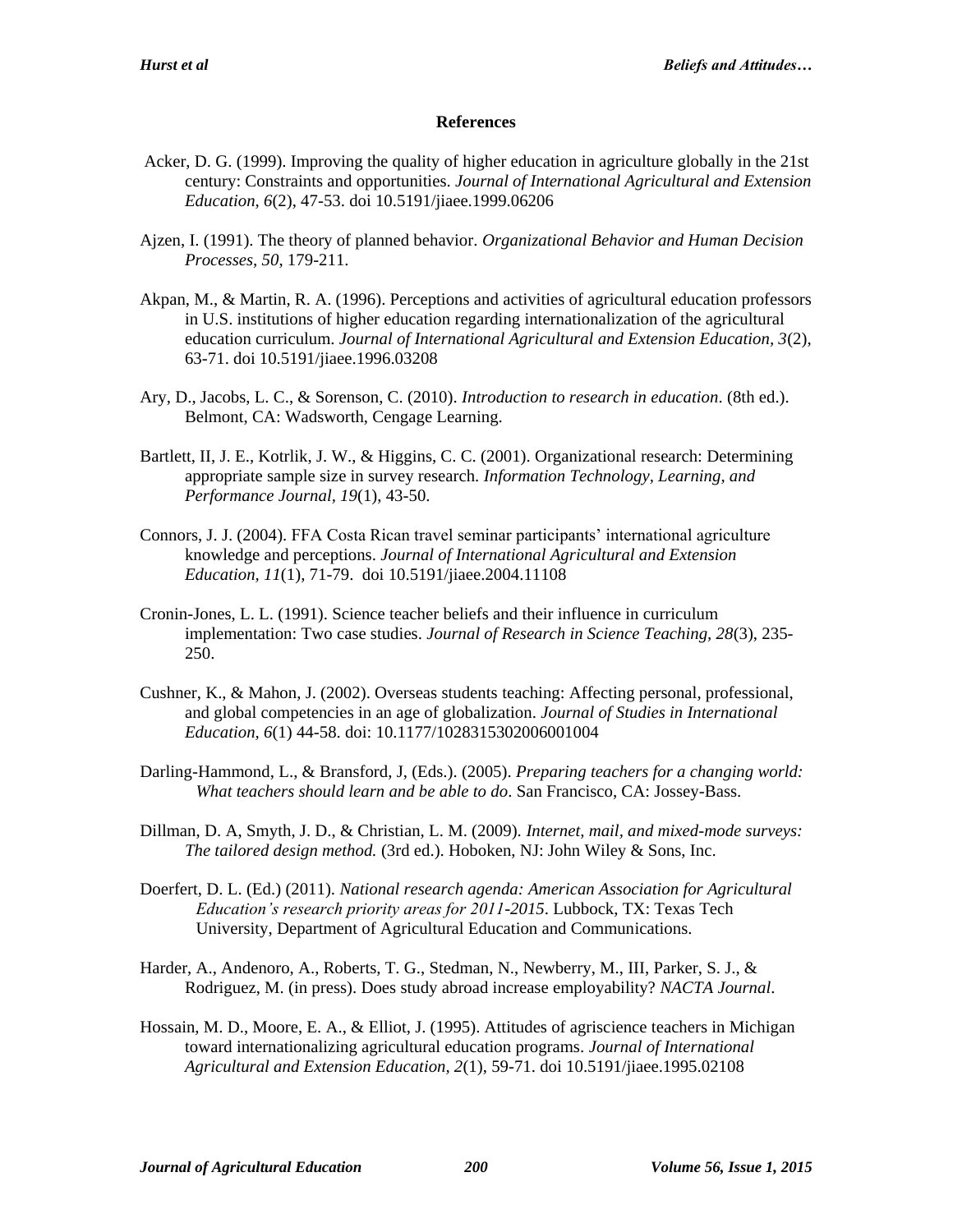## References

Acker, D. G. (1999). Improving the quality of higher education in agriculture globally in the 21st century: Constraints and opportunities. *Journal of International Agricultural and Extension Education, 6*(2), 47-53. doi 10.5191/jiaee.1999.06206

Ajzen, I. (1991). The theory of planned behavior. *Organizational Behavior and Human Decision Processes, 50*, 179-211.

Akpan, M., & Martin, R. A. (1996). Perceptions and activities of agricultural education professors in U.S. institutions of higher education regarding internationalization of the agricultural education curriculum. *Journal of International Agricultural and Extension Education, 3*(2), 63-71. doi 10.5191/jiaee.1996.03208

Ary, D., Jacobs, L. C., & Sorenson, C. (2010). *Introduction to research in education*. (8th ed.). Belmont, CA: Wadsworth, Cengage Learning.

Bartlett, II, J. E., Kotrlik, J. W., & Higgins, C. C. (2001). Organizational research: Determining appropriate sample size in survey research. *Information Technology, Learning, and Performance Journal, 19*(1), 43-50.

Connors, J. J. (2004). FFA Costa Rican travel seminar participants' international agriculture knowledge and perceptions. *Journal of International Agricultural and Extension Education, 11*(1), 71-79. doi 10.5191/jiaee.2004.11108

Cronin-Jones, L. L. (1991). Science teacher beliefs and their influence in curriculum implementation: Two case studies. *Journal of Research in Science Teaching, 28*(3), 235-250.

Cushner, K., & Mahon, J. (2002). Overseas students teaching: Affecting personal, professional, and global competencies in an age of globalization. *Journal of Studies in International Education, 6*(1) 44-58. doi: 10.1177/1028315302006001004

Darling-Hammond, L., & Bransford, J, (Eds.). (2005). *Preparing teachers for a changing world: What teachers should learn and be able to do*. San Francisco, CA: Jossey-Bass.

Dillman, D. A, Smyth, J. D., & Christian, L. M. (2009). *Internet, mail, and mixed-mode surveys: The tailored design method.* (3rd ed.). Hoboken, NJ: John Wiley & Sons, Inc.

Doerfert, D. L. (Ed.) (2011). *National research agenda: American Association for Agricultural Education's research priority areas for 2011-2015*. Lubbock, TX: Texas Tech University, Department of Agricultural Education and Communications.

Harder, A., Andenoro, A., Roberts, T. G., Stedman, N., Newberry, M., III, Parker, S. J., & Rodriguez, M. (in press). Does study abroad increase employability? *NACTA Journal*.

Hossain, M. D., Moore, E. A., & Elliot, J. (1995). Attitudes of agriscience teachers in Michigan toward internationalizing agricultural education programs. *Journal of International Agricultural and Extension Education, 2*(1), 59-71. doi 10.5191/jiaee.1995.02108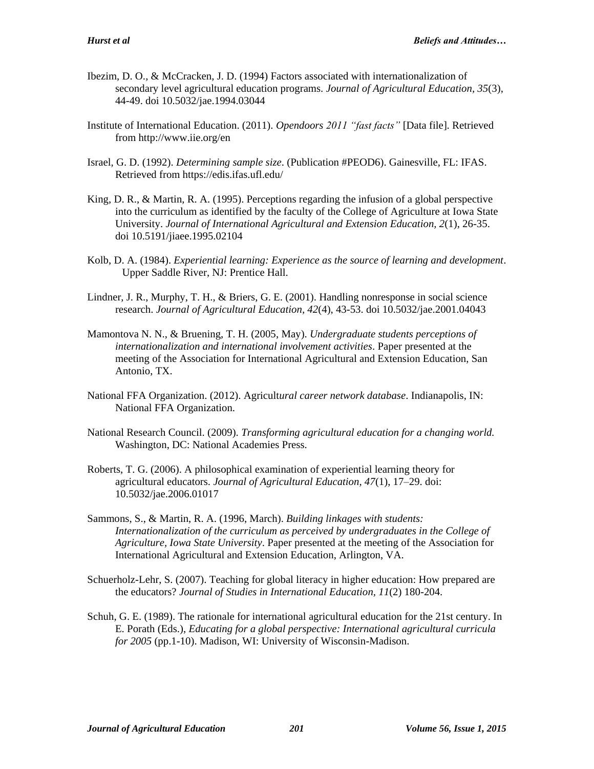Ibezim, D. O., & McCracken, J. D. (1994) Factors associated with internationalization of secondary level agricultural education programs. *Journal of Agricultural Education, 35*(3), 44-49. doi 10.5032/jae.1994.03044

Institute of International Education. (2011). *Opendoors 2011 "fast facts"* [Data file]. Retrieved from http://www.iie.org/en

Israel, G. D. (1992). *Determining sample size*. (Publication #PEOD6). Gainesville, FL: IFAS. Retrieved from https://edis.ifas.ufl.edu/

King, D. R., & Martin, R. A. (1995). Perceptions regarding the infusion of a global perspective into the curriculum as identified by the faculty of the College of Agriculture at Iowa State University. *Journal of International Agricultural and Extension Education, 2*(1), 26-35. doi 10.5191/jiaee.1995.02104

Kolb, D. A. (1984). *Experiential learning: Experience as the source of learning and development*. Upper Saddle River, NJ: Prentice Hall.

Lindner, J. R., Murphy, T. H., & Briers, G. E. (2001). Handling nonresponse in social science research. *Journal of Agricultural Education, 42*(4), 43-53. doi 10.5032/jae.2001.04043

Mamontova N. N., & Bruening, T. H. (2005, May). *Undergraduate students perceptions of internationalization and international involvement activities*. Paper presented at the meeting of the Association for International Agricultural and Extension Education, San Antonio, TX.

National FFA Organization. (2012). Agricult*ural career network database*. Indianapolis, IN: National FFA Organization.

National Research Council. (2009). *Transforming agricultural education for a changing world.* Washington, DC: National Academies Press.

Roberts, T. G. (2006). A philosophical examination of experiential learning theory for agricultural educators. *Journal of Agricultural Education, 47*(1), 17–29. doi: 10.5032/jae.2006.01017

Sammons, S., & Martin, R. A. (1996, March). *Building linkages with students: Internationalization of the curriculum as perceived by undergraduates in the College of Agriculture, Iowa State University*. Paper presented at the meeting of the Association for International Agricultural and Extension Education, Arlington, VA.

Schuerholz-Lehr, S. (2007). Teaching for global literacy in higher education: How prepared are the educators? *Journal of Studies in International Education, 11*(2) 180-204.

Schuh, G. E. (1989). The rationale for international agricultural education for the 21st century. In E. Porath (Eds.), *Educating for a global perspective: International agricultural curricula for 2005* (pp.1-10). Madison, WI: University of Wisconsin-Madison.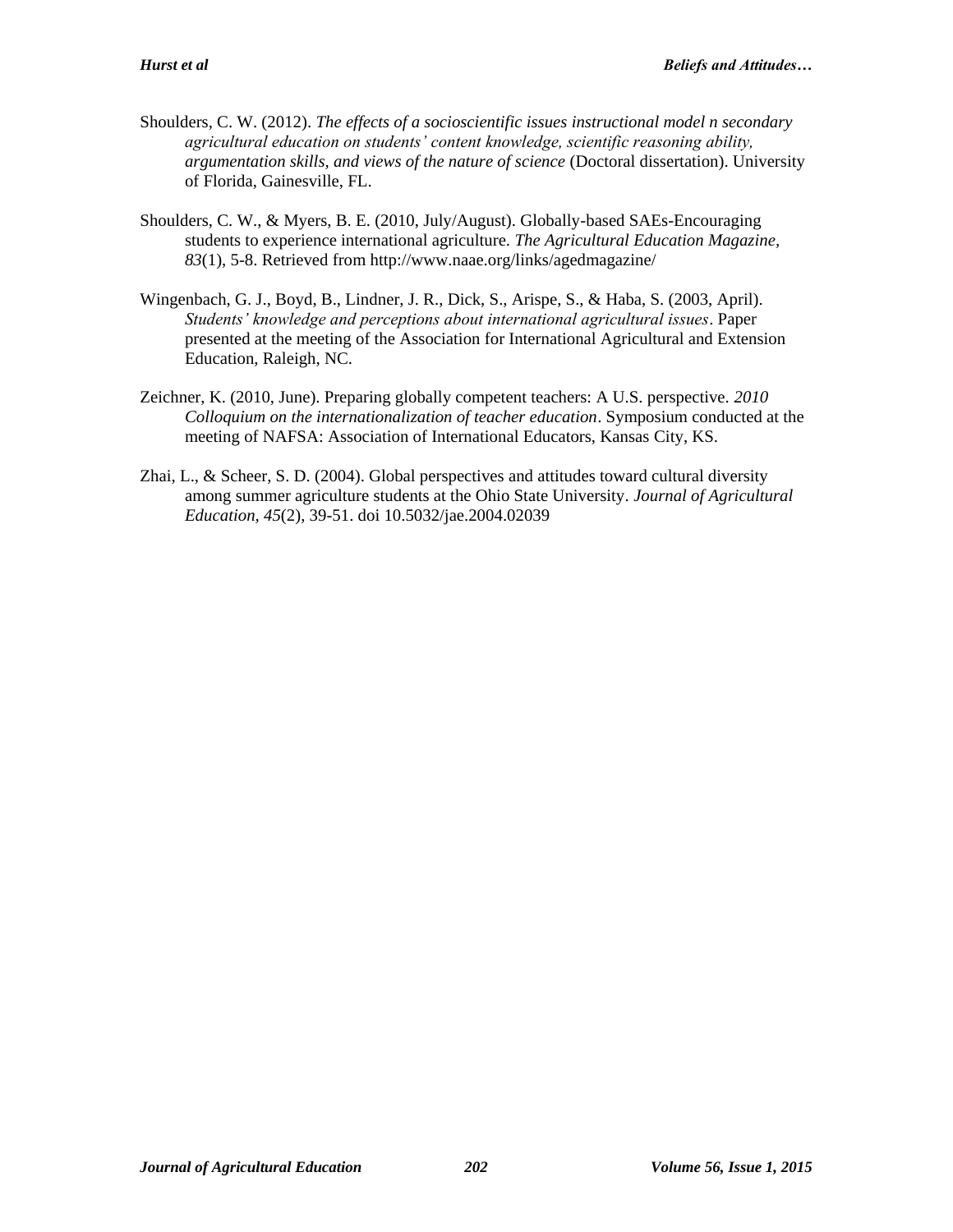Shoulders, C. W. (2012). *The effects of a socioscientific issues instructional model n secondary agricultural education on students' content knowledge, scientific reasoning ability, argumentation skills, and views of the nature of science* (Doctoral dissertation). University of Florida, Gainesville, FL.

Shoulders, C. W., & Myers, B. E. (2010, July/August). Globally-based SAEs-Encouraging students to experience international agriculture. *The Agricultural Education Magazine, 83*(1), 5-8. Retrieved from http://www.naae.org/links/agedmagazine/

Wingenbach, G. J., Boyd, B., Lindner, J. R., Dick, S., Arispe, S., & Haba, S. (2003, April). *Students' knowledge and perceptions about international agricultural issues*. Paper presented at the meeting of the Association for International Agricultural and Extension Education, Raleigh, NC.

Zeichner, K. (2010, June). Preparing globally competent teachers: A U.S. perspective. *2010 Colloquium on the internationalization of teacher education*. Symposium conducted at the meeting of NAFSA: Association of International Educators, Kansas City, KS.

Zhai, L., & Scheer, S. D. (2004). Global perspectives and attitudes toward cultural diversity among summer agriculture students at the Ohio State University. *Journal of Agricultural Education, 45*(2), 39-51. doi 10.5032/jae.2004.02039